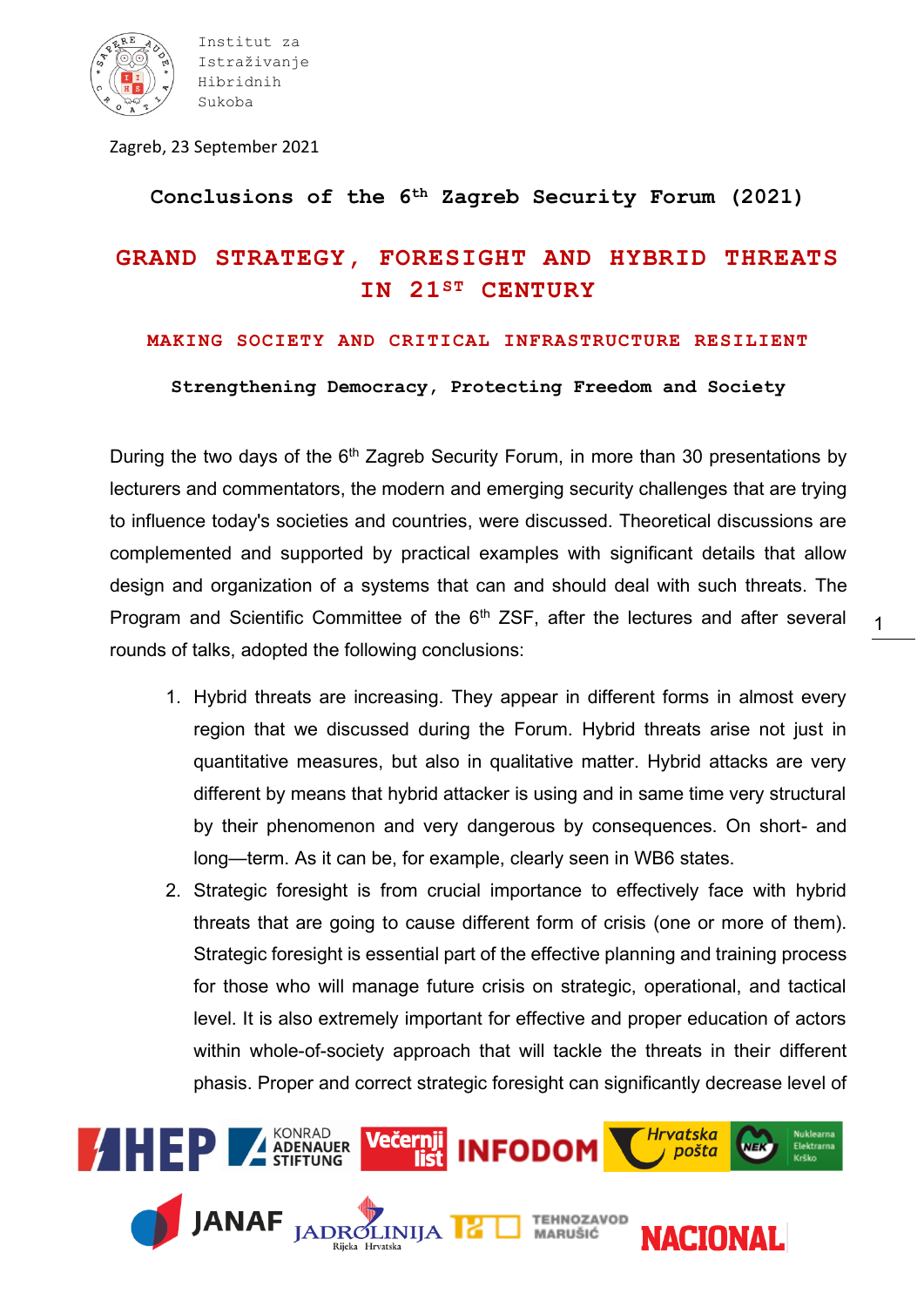Institut za
Istraživanje
Hibridnih
Sukoba

Zagreb, 23 September 2021

**Conclusions of the 6th Zagreb Security Forum (2021)**

# GRAND STRATEGY, FORESIGHT AND HYBRID THREATS IN 21ST CENTURY

## MAKING SOCIETY AND CRITICAL INFRASTRUCTURE RESILIENT

**Strengthening Democracy, Protecting Freedom and Society**

During the two days of the 6th Zagreb Security Forum, in more than 30 presentations by lecturers and commentators, the modern and emerging security challenges that are trying to influence today's societies and countries, were discussed. Theoretical discussions are complemented and supported by practical examples with significant details that allow design and organization of a systems that can and should deal with such threats. The Program and Scientific Committee of the 6th ZSF, after the lectures and after several rounds of talks, adopted the following conclusions:

1. Hybrid threats are increasing. They appear in different forms in almost every region that we discussed during the Forum. Hybrid threats arise not just in quantitative measures, but also in qualitative matter. Hybrid attacks are very different by means that hybrid attacker is using and in same time very structural by their phenomenon and very dangerous by consequences. On short- and long—term. As it can be, for example, clearly seen in WB6 states.
2. Strategic foresight is from crucial importance to effectively face with hybrid threats that are going to cause different form of crisis (one or more of them). Strategic foresight is essential part of the effective planning and training process for those who will manage future crisis on strategic, operational, and tactical level. It is also extremely important for effective and proper education of actors within whole-of-society approach that will tackle the threats in their different phasis. Proper and correct strategic foresight can significantly decrease level of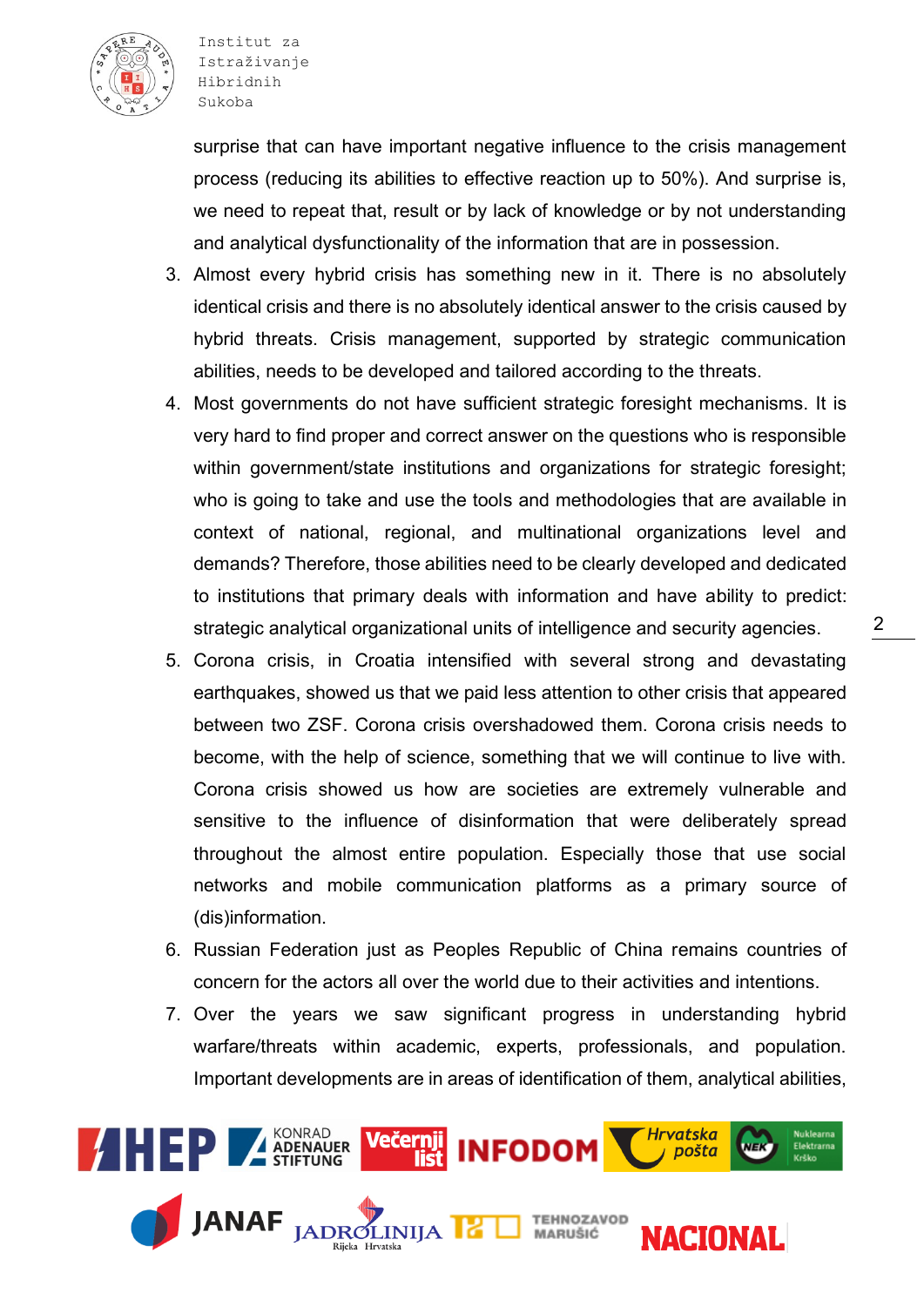surprise that can have important negative influence to the crisis management process (reducing its abilities to effective reaction up to 50%). And surprise is, we need to repeat that, result or by lack of knowledge or by not understanding and analytical dysfunctionality of the information that are in possession.

3. Almost every hybrid crisis has something new in it. There is no absolutely identical crisis and there is no absolutely identical answer to the crisis caused by hybrid threats. Crisis management, supported by strategic communication abilities, needs to be developed and tailored according to the threats.
4. Most governments do not have sufficient strategic foresight mechanisms. It is very hard to find proper and correct answer on the questions who is responsible within government/state institutions and organizations for strategic foresight; who is going to take and use the tools and methodologies that are available in context of national, regional, and multinational organizations level and demands? Therefore, those abilities need to be clearly developed and dedicated to institutions that primary deals with information and have ability to predict: strategic analytical organizational units of intelligence and security agencies.
5. Corona crisis, in Croatia intensified with several strong and devastating earthquakes, showed us that we paid less attention to other crisis that appeared between two ZSF. Corona crisis overshadowed them. Corona crisis needs to become, with the help of science, something that we will continue to live with. Corona crisis showed us how are societies are extremely vulnerable and sensitive to the influence of disinformation that were deliberately spread throughout the almost entire population. Especially those that use social networks and mobile communication platforms as a primary source of (dis)information.
6. Russian Federation just as Peoples Republic of China remains countries of concern for the actors all over the world due to their activities and intentions.
7. Over the years we saw significant progress in understanding hybrid warfare/threats within academic, experts, professionals, and population. Important developments are in areas of identification of them, analytical abilities,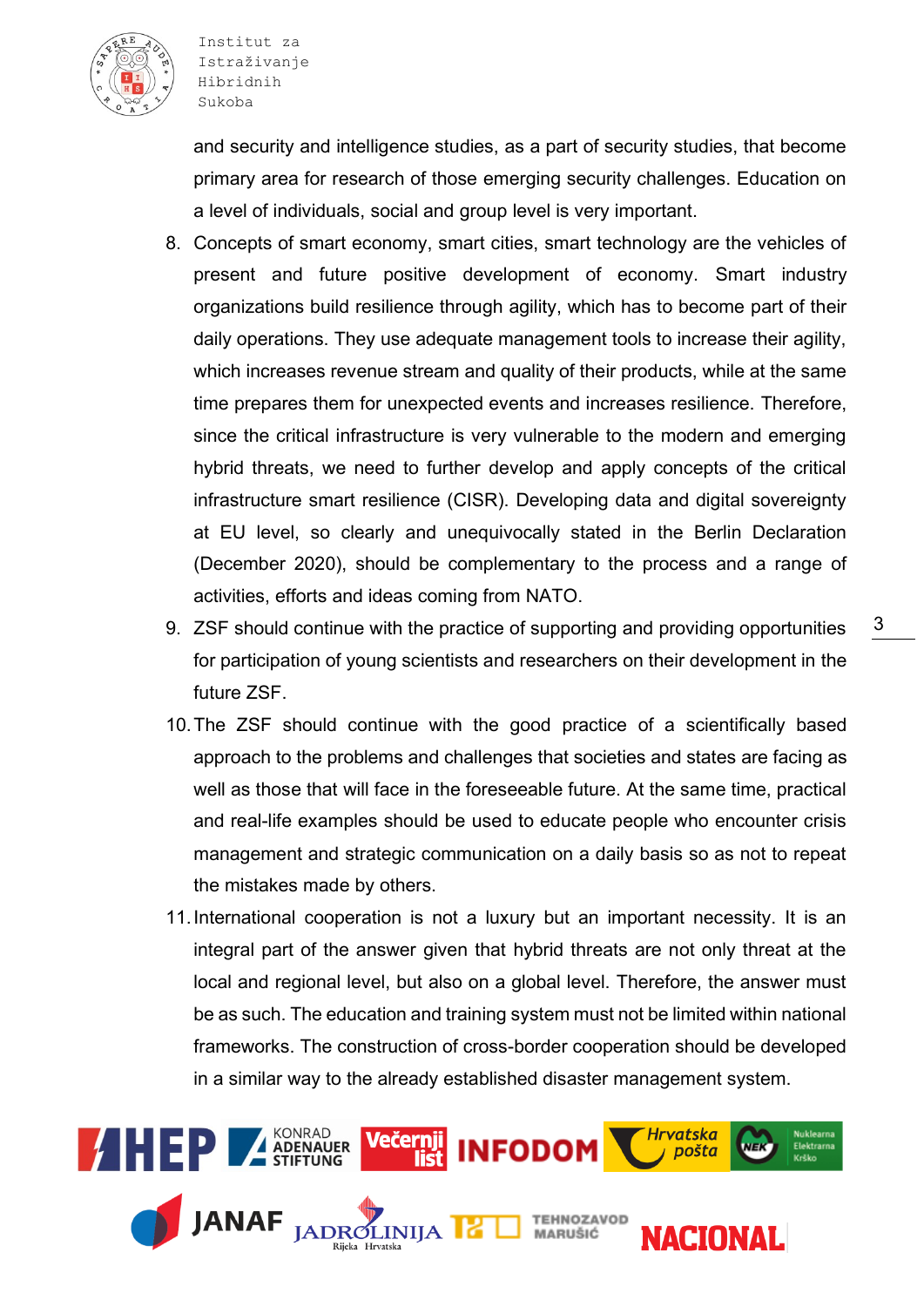and security and intelligence studies, as a part of security studies, that become primary area for research of those emerging security challenges. Education on a level of individuals, social and group level is very important.

8. Concepts of smart economy, smart cities, smart technology are the vehicles of present and future positive development of economy. Smart industry organizations build resilience through agility, which has to become part of their daily operations. They use adequate management tools to increase their agility, which increases revenue stream and quality of their products, while at the same time prepares them for unexpected events and increases resilience. Therefore, since the critical infrastructure is very vulnerable to the modern and emerging hybrid threats, we need to further develop and apply concepts of the critical infrastructure smart resilience (CISR). Developing data and digital sovereignty at EU level, so clearly and unequivocally stated in the Berlin Declaration (December 2020), should be complementary to the process and a range of activities, efforts and ideas coming from NATO.
9. ZSF should continue with the practice of supporting and providing opportunities for participation of young scientists and researchers on their development in the future ZSF.
10. The ZSF should continue with the good practice of a scientifically based approach to the problems and challenges that societies and states are facing as well as those that will face in the foreseeable future. At the same time, practical and real-life examples should be used to educate people who encounter crisis management and strategic communication on a daily basis so as not to repeat the mistakes made by others.
11. International cooperation is not a luxury but an important necessity. It is an integral part of the answer given that hybrid threats are not only threat at the local and regional level, but also on a global level. Therefore, the answer must be as such. The education and training system must not be limited within national frameworks. The construction of cross-border cooperation should be developed in a similar way to the already established disaster management system.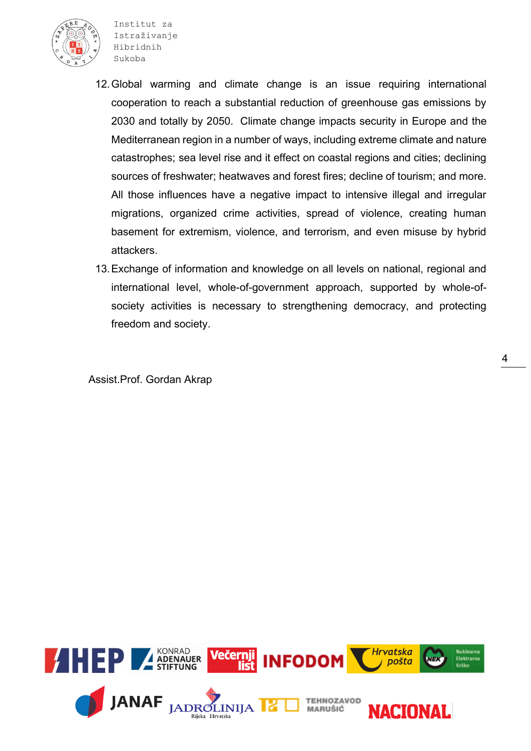12. Global warming and climate change is an issue requiring international cooperation to reach a substantial reduction of greenhouse gas emissions by 2030 and totally by 2050. Climate change impacts security in Europe and the Mediterranean region in a number of ways, including extreme climate and nature catastrophes; sea level rise and it effect on coastal regions and cities; declining sources of freshwater; heatwaves and forest fires; decline of tourism; and more. All those influences have a negative impact to intensive illegal and irregular migrations, organized crime activities, spread of violence, creating human basement for extremism, violence, and terrorism, and even misuse by hybrid attackers.
13. Exchange of information and knowledge on all levels on national, regional and international level, whole-of-government approach, supported by whole-of-society activities is necessary to strengthening democracy, and protecting freedom and society.

Assist.Prof. Gordan Akrap